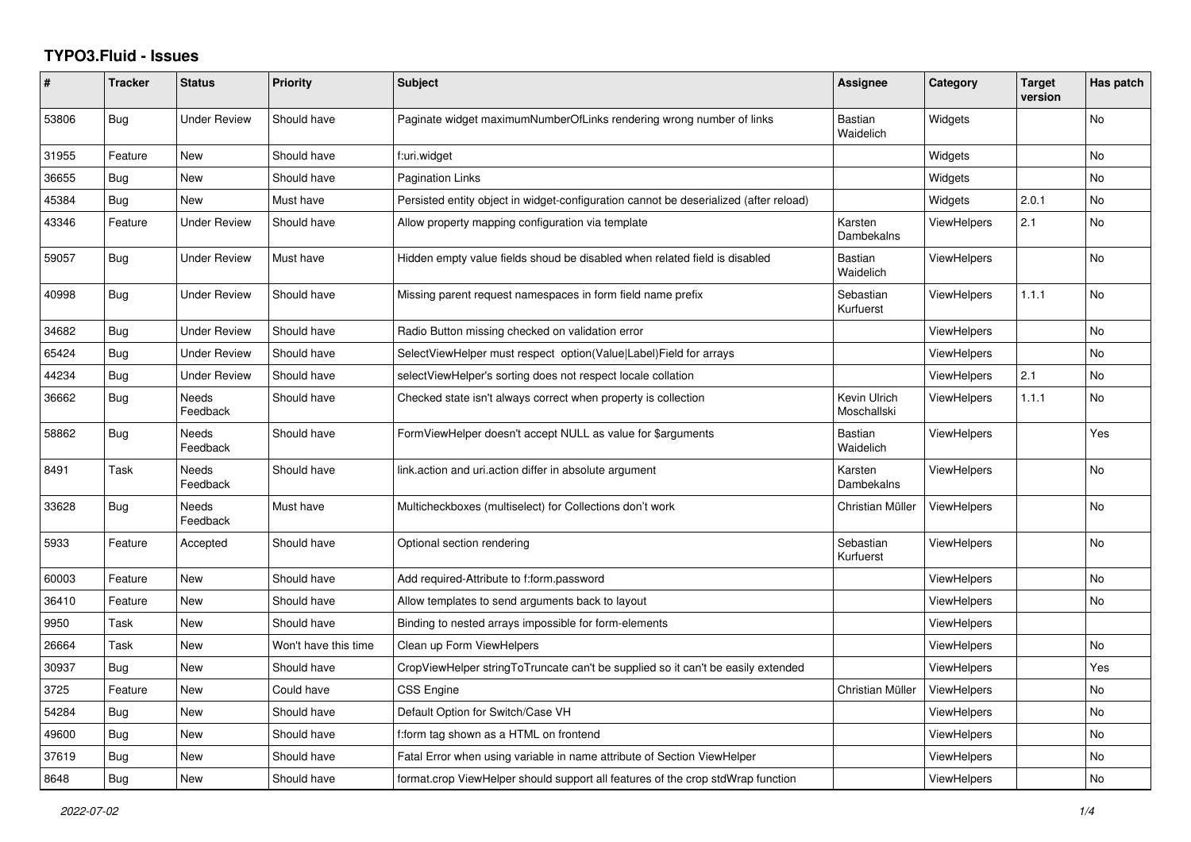# TYPO3.Fluid - Issues

| # | Tracker | Status | Priority | Subject | Assignee | Category | Target version | Has patch |
|---|---|---|---|---|---|---|---|---|
| 53806 | Bug | Under Review | Should have | Paginate widget maximumNumberOfLinks rendering wrong number of links | Bastian Waidelich | Widgets | | No |
| 31955 | Feature | New | Should have | f:uri.widget | | Widgets | | No |
| 36655 | Bug | New | Should have | Pagination Links | | Widgets | | No |
| 45384 | Bug | New | Must have | Persisted entity object in widget-configuration cannot be deserialized (after reload) | | Widgets | 2.0.1 | No |
| 43346 | Feature | Under Review | Should have | Allow property mapping configuration via template | Karsten Dambekalns | ViewHelpers | 2.1 | No |
| 59057 | Bug | Under Review | Must have | Hidden empty value fields shoud be disabled when related field is disabled | Bastian Waidelich | ViewHelpers | | No |
| 40998 | Bug | Under Review | Should have | Missing parent request namespaces in form field name prefix | Sebastian Kurfuerst | ViewHelpers | 1.1.1 | No |
| 34682 | Bug | Under Review | Should have | Radio Button missing checked on validation error | | ViewHelpers | | No |
| 65424 | Bug | Under Review | Should have | SelectViewHelper must respect option(Value\|Label)Field for arrays | | ViewHelpers | | No |
| 44234 | Bug | Under Review | Should have | selectViewHelper's sorting does not respect locale collation | | ViewHelpers | 2.1 | No |
| 36662 | Bug | Needs Feedback | Should have | Checked state isn't always correct when property is collection | Kevin Ulrich Moschallski | ViewHelpers | 1.1.1 | No |
| 58862 | Bug | Needs Feedback | Should have | FormViewHelper doesn't accept NULL as value for $arguments | Bastian Waidelich | ViewHelpers | | Yes |
| 8491 | Task | Needs Feedback | Should have | link.action and uri.action differ in absolute argument | Karsten Dambekalns | ViewHelpers | | No |
| 33628 | Bug | Needs Feedback | Must have | Multicheckboxes (multiselect) for Collections don't work | Christian Müller | ViewHelpers | | No |
| 5933 | Feature | Accepted | Should have | Optional section rendering | Sebastian Kurfuerst | ViewHelpers | | No |
| 60003 | Feature | New | Should have | Add required-Attribute to f:form.password | | ViewHelpers | | No |
| 36410 | Feature | New | Should have | Allow templates to send arguments back to layout | | ViewHelpers | | No |
| 9950 | Task | New | Should have | Binding to nested arrays impossible for form-elements | | ViewHelpers | | |
| 26664 | Task | New | Won't have this time | Clean up Form ViewHelpers | | ViewHelpers | | No |
| 30937 | Bug | New | Should have | CropViewHelper stringToTruncate can't be supplied so it can't be easily extended | | ViewHelpers | | Yes |
| 3725 | Feature | New | Could have | CSS Engine | Christian Müller | ViewHelpers | | No |
| 54284 | Bug | New | Should have | Default Option for Switch/Case VH | | ViewHelpers | | No |
| 49600 | Bug | New | Should have | f:form tag shown as a HTML on frontend | | ViewHelpers | | No |
| 37619 | Bug | New | Should have | Fatal Error when using variable in name attribute of Section ViewHelper | | ViewHelpers | | No |
| 8648 | Bug | New | Should have | format.crop ViewHelper should support all features of the crop stdWrap function | | ViewHelpers | | No |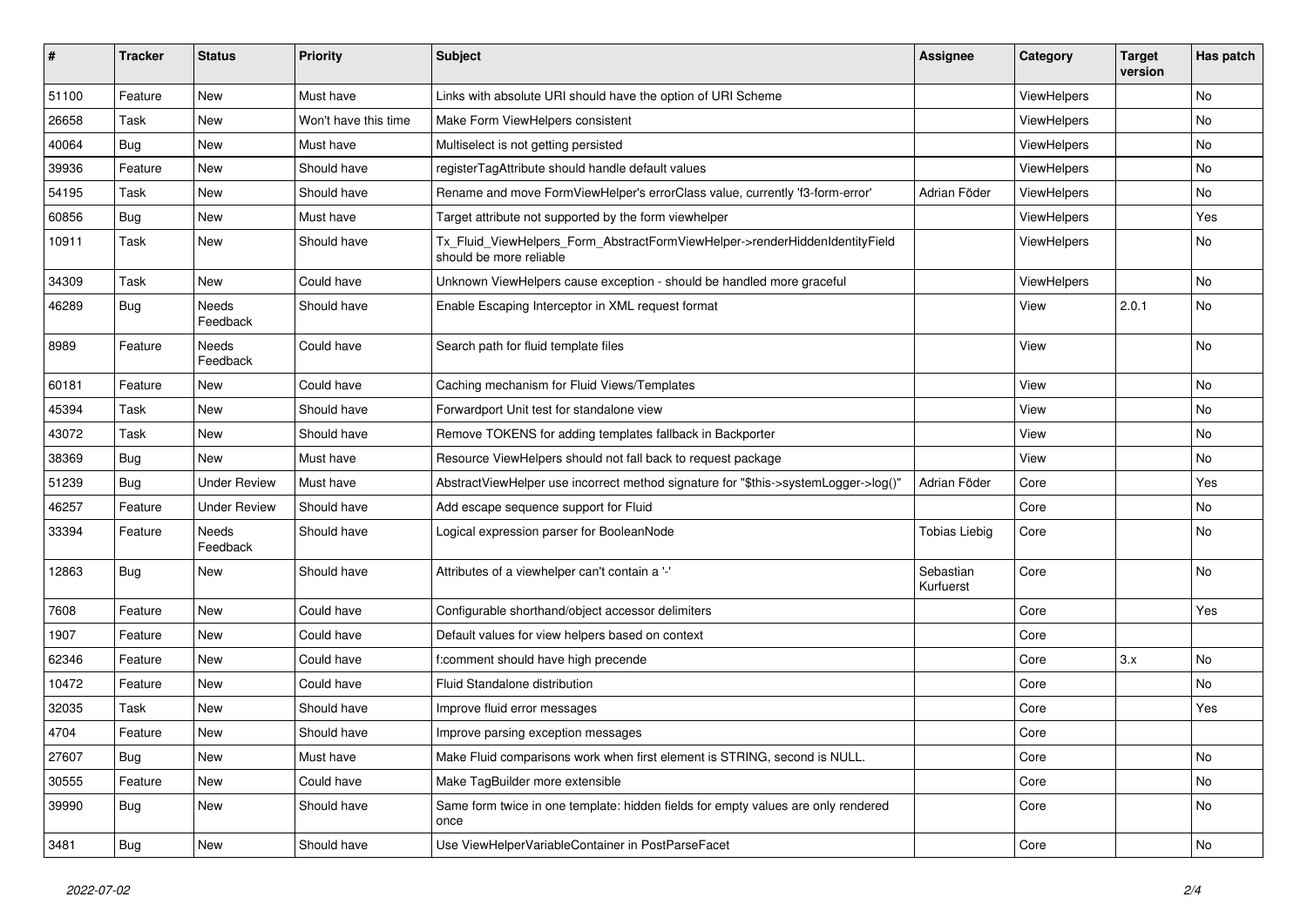| # | Tracker | Status | Priority | Subject | Assignee | Category | Target version | Has patch |
|---|---|---|---|---|---|---|---|---|
| 51100 | Feature | New | Must have | Links with absolute URI should have the option of URI Scheme | | ViewHelpers | | No |
| 26658 | Task | New | Won't have this time | Make Form ViewHelpers consistent | | ViewHelpers | | No |
| 40064 | Bug | New | Must have | Multiselect is not getting persisted | | ViewHelpers | | No |
| 39936 | Feature | New | Should have | registerTagAttribute should handle default values | | ViewHelpers | | No |
| 54195 | Task | New | Should have | Rename and move FormViewHelper's errorClass value, currently 'f3-form-error' | Adrian Föder | ViewHelpers | | No |
| 60856 | Bug | New | Must have | Target attribute not supported by the form viewhelper | | ViewHelpers | | Yes |
| 10911 | Task | New | Should have | Tx_Fluid_ViewHelpers_Form_AbstractFormViewHelper->renderHiddenIdentityField should be more reliable | | ViewHelpers | | No |
| 34309 | Task | New | Could have | Unknown ViewHelpers cause exception - should be handled more graceful | | ViewHelpers | | No |
| 46289 | Bug | Needs Feedback | Should have | Enable Escaping Interceptor in XML request format | | View | 2.0.1 | No |
| 8989 | Feature | Needs Feedback | Could have | Search path for fluid template files | | View | | No |
| 60181 | Feature | New | Could have | Caching mechanism for Fluid Views/Templates | | View | | No |
| 45394 | Task | New | Should have | Forwardport Unit test for standalone view | | View | | No |
| 43072 | Task | New | Should have | Remove TOKENS for adding templates fallback in Backporter | | View | | No |
| 38369 | Bug | New | Must have | Resource ViewHelpers should not fall back to request package | | View | | No |
| 51239 | Bug | Under Review | Must have | AbstractViewHelper use incorrect method signature for "$this->systemLogger->log()" | Adrian Föder | Core | | Yes |
| 46257 | Feature | Under Review | Should have | Add escape sequence support for Fluid | | Core | | No |
| 33394 | Feature | Needs Feedback | Should have | Logical expression parser for BooleanNode | Tobias Liebig | Core | | No |
| 12863 | Bug | New | Should have | Attributes of a viewhelper can't contain a '-' | Sebastian Kurfuerst | Core | | No |
| 7608 | Feature | New | Could have | Configurable shorthand/object accessor delimiters | | Core | | Yes |
| 1907 | Feature | New | Could have | Default values for view helpers based on context | | Core | | |
| 62346 | Feature | New | Could have | f:comment should have high precende | | Core | 3.x | No |
| 10472 | Feature | New | Could have | Fluid Standalone distribution | | Core | | No |
| 32035 | Task | New | Should have | Improve fluid error messages | | Core | | Yes |
| 4704 | Feature | New | Should have | Improve parsing exception messages | | Core | | |
| 27607 | Bug | New | Must have | Make Fluid comparisons work when first element is STRING, second is NULL. | | Core | | No |
| 30555 | Feature | New | Could have | Make TagBuilder more extensible | | Core | | No |
| 39990 | Bug | New | Should have | Same form twice in one template: hidden fields for empty values are only rendered once | | Core | | No |
| 3481 | Bug | New | Should have | Use ViewHelperVariableContainer in PostParseFacet | | Core | | No |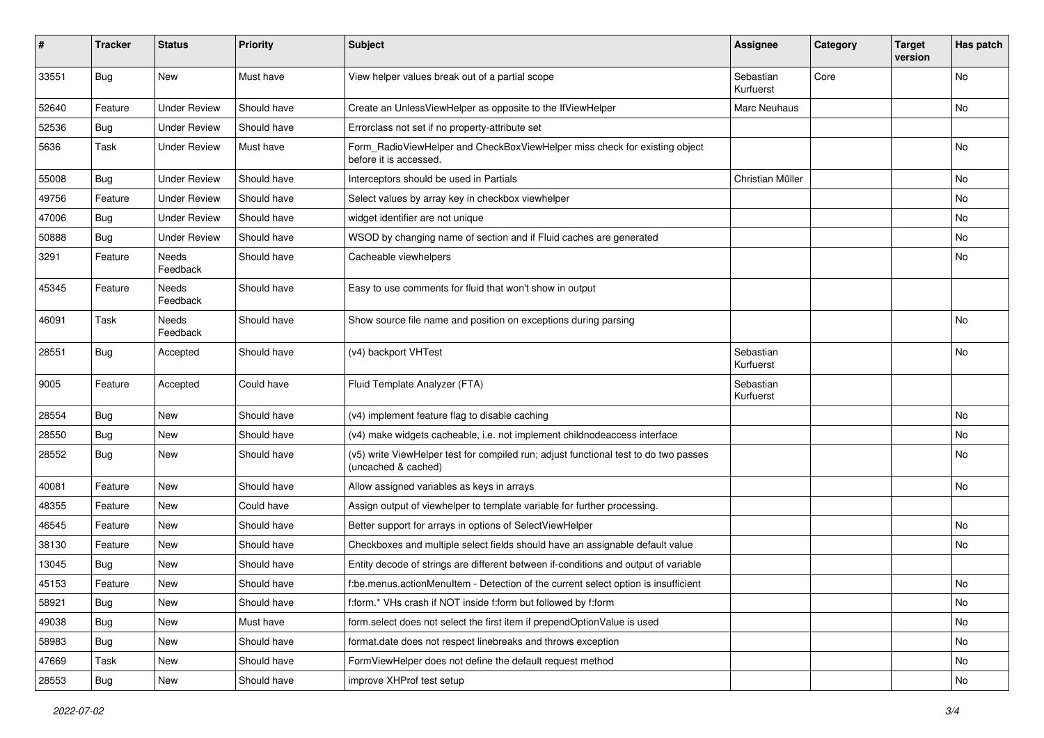| # | Tracker | Status | Priority | Subject | Assignee | Category | Target version | Has patch |
|---|---|---|---|---|---|---|---|---|
| 33551 | Bug | New | Must have | View helper values break out of a partial scope | Sebastian Kurfuerst | Core | | No |
| 52640 | Feature | Under Review | Should have | Create an UnlessViewHelper as opposite to the IfViewHelper | Marc Neuhaus | | | No |
| 52536 | Bug | Under Review | Should have | Errorclass not set if no property-attribute set | | | | |
| 5636 | Task | Under Review | Must have | Form_RadioViewHelper and CheckBoxViewHelper miss check for existing object before it is accessed. | | | | No |
| 55008 | Bug | Under Review | Should have | Interceptors should be used in Partials | Christian Müller | | | No |
| 49756 | Feature | Under Review | Should have | Select values by array key in checkbox viewhelper | | | | No |
| 47006 | Bug | Under Review | Should have | widget identifier are not unique | | | | No |
| 50888 | Bug | Under Review | Should have | WSOD by changing name of section and if Fluid caches are generated | | | | No |
| 3291 | Feature | Needs Feedback | Should have | Cacheable viewhelpers | | | | No |
| 45345 | Feature | Needs Feedback | Should have | Easy to use comments for fluid that won't show in output | | | | |
| 46091 | Task | Needs Feedback | Should have | Show source file name and position on exceptions during parsing | | | | No |
| 28551 | Bug | Accepted | Should have | (v4) backport VHTest | Sebastian Kurfuerst | | | No |
| 9005 | Feature | Accepted | Could have | Fluid Template Analyzer (FTA) | Sebastian Kurfuerst | | | |
| 28554 | Bug | New | Should have | (v4) implement feature flag to disable caching | | | | No |
| 28550 | Bug | New | Should have | (v4) make widgets cacheable, i.e. not implement childnodeaccess interface | | | | No |
| 28552 | Bug | New | Should have | (v5) write ViewHelper test for compiled run; adjust functional test to do two passes (uncached & cached) | | | | No |
| 40081 | Feature | New | Should have | Allow assigned variables as keys in arrays | | | | No |
| 48355 | Feature | New | Could have | Assign output of viewhelper to template variable for further processing. | | | | |
| 46545 | Feature | New | Should have | Better support for arrays in options of SelectViewHelper | | | | No |
| 38130 | Feature | New | Should have | Checkboxes and multiple select fields should have an assignable default value | | | | No |
| 13045 | Bug | New | Should have | Entity decode of strings are different between if-conditions and output of variable | | | | |
| 45153 | Feature | New | Should have | f:be.menus.actionMenuItem - Detection of the current select option is insufficient | | | | No |
| 58921 | Bug | New | Should have | f:form.* VHs crash if NOT inside f:form but followed by f:form | | | | No |
| 49038 | Bug | New | Must have | form.select does not select the first item if prependOptionValue is used | | | | No |
| 58983 | Bug | New | Should have | format.date does not respect linebreaks and throws exception | | | | No |
| 47669 | Task | New | Should have | FormViewHelper does not define the default request method | | | | No |
| 28553 | Bug | New | Should have | improve XHProf test setup | | | | No |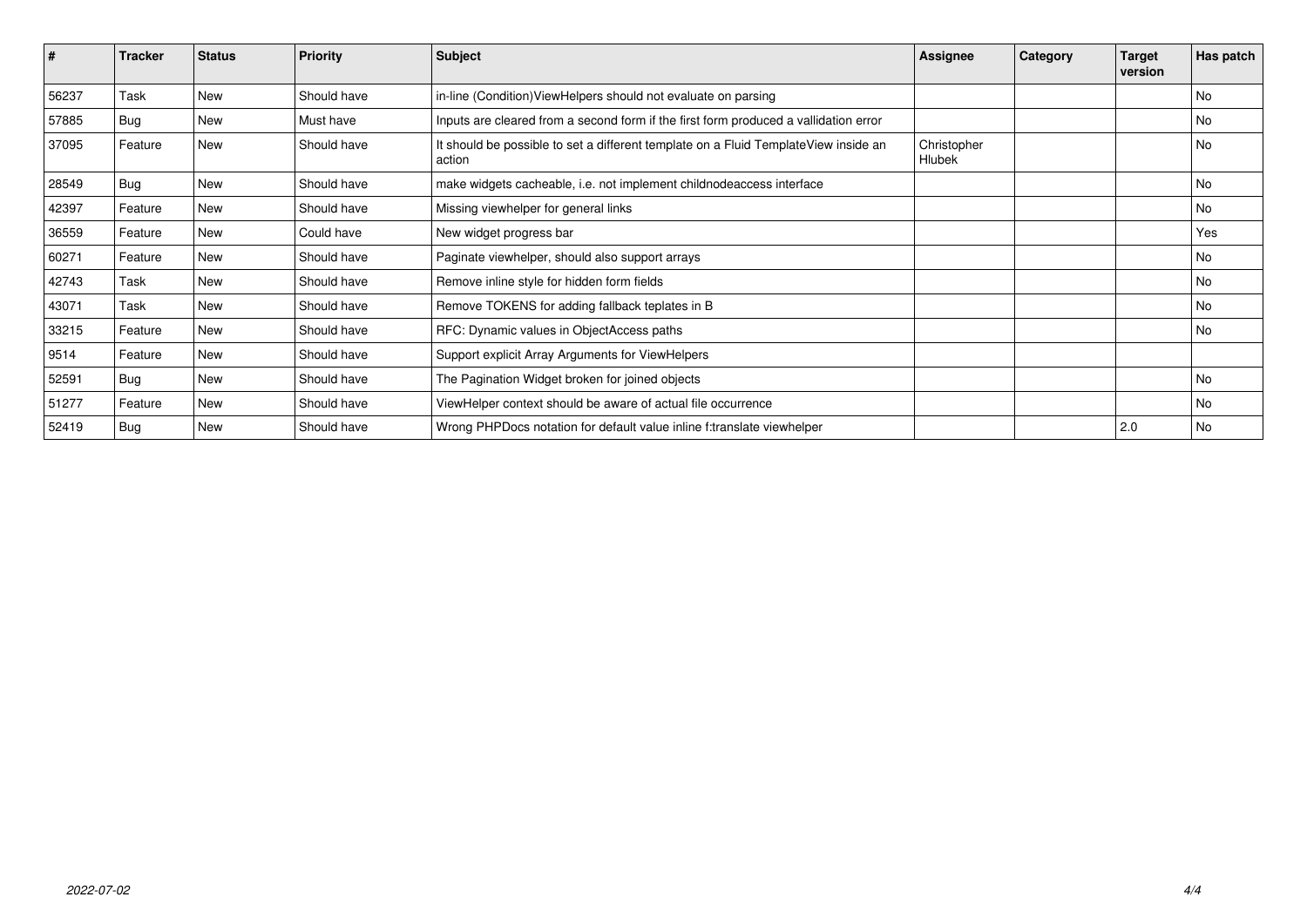| # | Tracker | Status | Priority | Subject | Assignee | Category | Target version | Has patch |
|---|---|---|---|---|---|---|---|---|
| 56237 | Task | New | Should have | in-line (Condition)ViewHelpers should not evaluate on parsing | | | | No |
| 57885 | Bug | New | Must have | Inputs are cleared from a second form if the first form produced a vallidation error | | | | No |
| 37095 | Feature | New | Should have | It should be possible to set a different template on a Fluid TemplateView inside an action | Christopher Hlubek | | | No |
| 28549 | Bug | New | Should have | make widgets cacheable, i.e. not implement childnodeaccess interface | | | | No |
| 42397 | Feature | New | Should have | Missing viewhelper for general links | | | | No |
| 36559 | Feature | New | Could have | New widget progress bar | | | | Yes |
| 60271 | Feature | New | Should have | Paginate viewhelper, should also support arrays | | | | No |
| 42743 | Task | New | Should have | Remove inline style for hidden form fields | | | | No |
| 43071 | Task | New | Should have | Remove TOKENS for adding fallback teplates in B | | | | No |
| 33215 | Feature | New | Should have | RFC: Dynamic values in ObjectAccess paths | | | | No |
| 9514 | Feature | New | Should have | Support explicit Array Arguments for ViewHelpers | | | | |
| 52591 | Bug | New | Should have | The Pagination Widget broken for joined objects | | | | No |
| 51277 | Feature | New | Should have | ViewHelper context should be aware of actual file occurrence | | | | No |
| 52419 | Bug | New | Should have | Wrong PHPDocs notation for default value inline f:translate viewhelper | | | 2.0 | No |